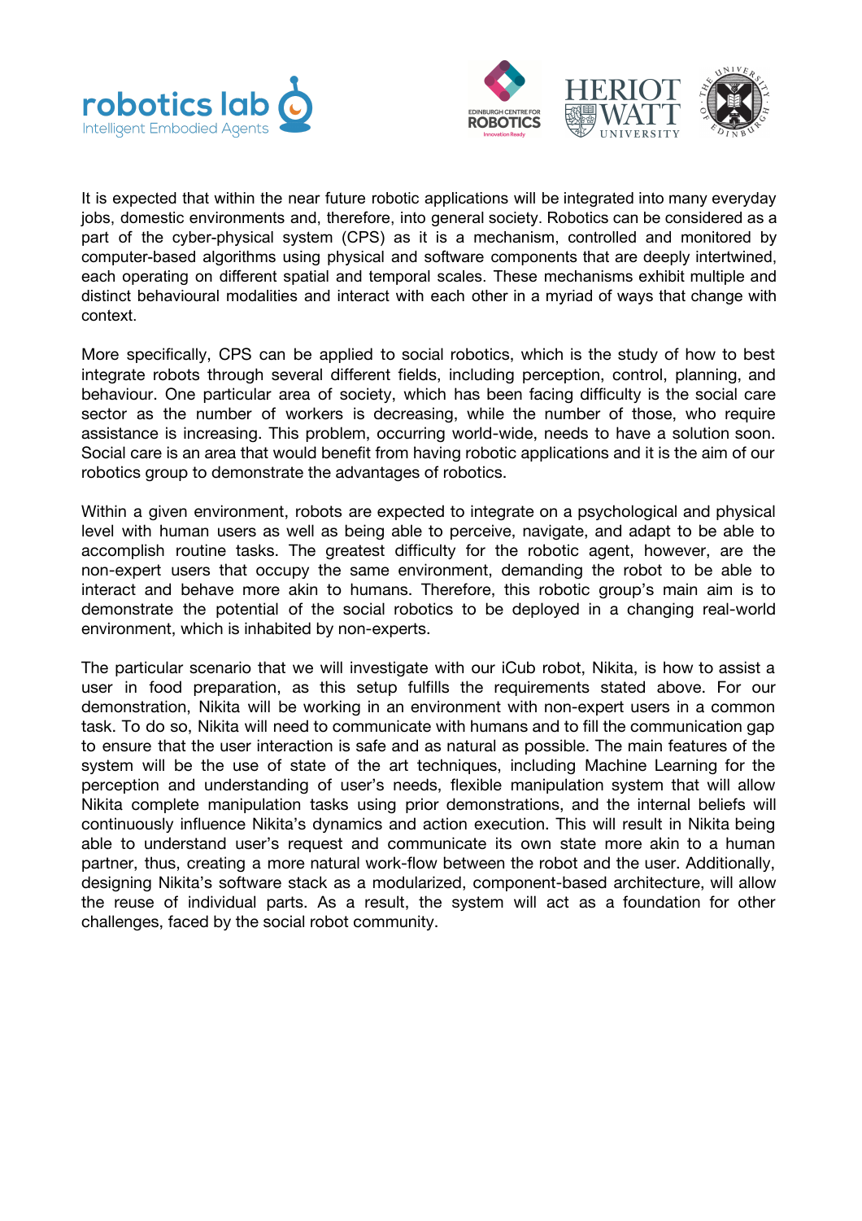It is expected that within the near future robotic applications will be integrated into many everyday jobs, domestic environments and, therefore, into general society. Robotics can be considered as a part of the cyber-physical system (CPS) as it is a mechanism, controlled and monitored by computer-based algorithms using physical and software components that are deeply intertwined, each operating on different spatial and temporal scales. These mechanisms exhibit multiple and distinct behavioural modalities and interact with each other in a myriad of ways that change with context.

More specifically, CPS can be applied to social robotics, which is the study of how to best integrate robots through several different fields, including perception, control, planning, and behaviour. One particular area of society, which has been facing difficulty is the social care sector as the number of workers is decreasing, while the number of those, who require assistance is increasing. This problem, occurring world-wide, needs to have a solution soon. Social care is an area that would benefit from having robotic applications and it is the aim of our robotics group to demonstrate the advantages of robotics.

Within a given environment, robots are expected to integrate on a psychological and physical level with human users as well as being able to perceive, navigate, and adapt to be able to accomplish routine tasks. The greatest difficulty for the robotic agent, however, are the non-expert users that occupy the same environment, demanding the robot to be able to interact and behave more akin to humans. Therefore, this robotic group's main aim is to demonstrate the potential of the social robotics to be deployed in a changing real-world environment, which is inhabited by non-experts.

The particular scenario that we will investigate with our iCub robot, Nikita, is how to assist a user in food preparation, as this setup fulfills the requirements stated above. For our demonstration, Nikita will be working in an environment with non-expert users in a common task. To do so, Nikita will need to communicate with humans and to fill the communication gap to ensure that the user interaction is safe and as natural as possible. The main features of the system will be the use of state of the art techniques, including Machine Learning for the perception and understanding of user's needs, flexible manipulation system that will allow Nikita complete manipulation tasks using prior demonstrations, and the internal beliefs will continuously influence Nikita's dynamics and action execution. This will result in Nikita being able to understand user's request and communicate its own state more akin to a human partner, thus, creating a more natural work-flow between the robot and the user. Additionally, designing Nikita's software stack as a modularized, component-based architecture, will allow the reuse of individual parts. As a result, the system will act as a foundation for other challenges, faced by the social robot community.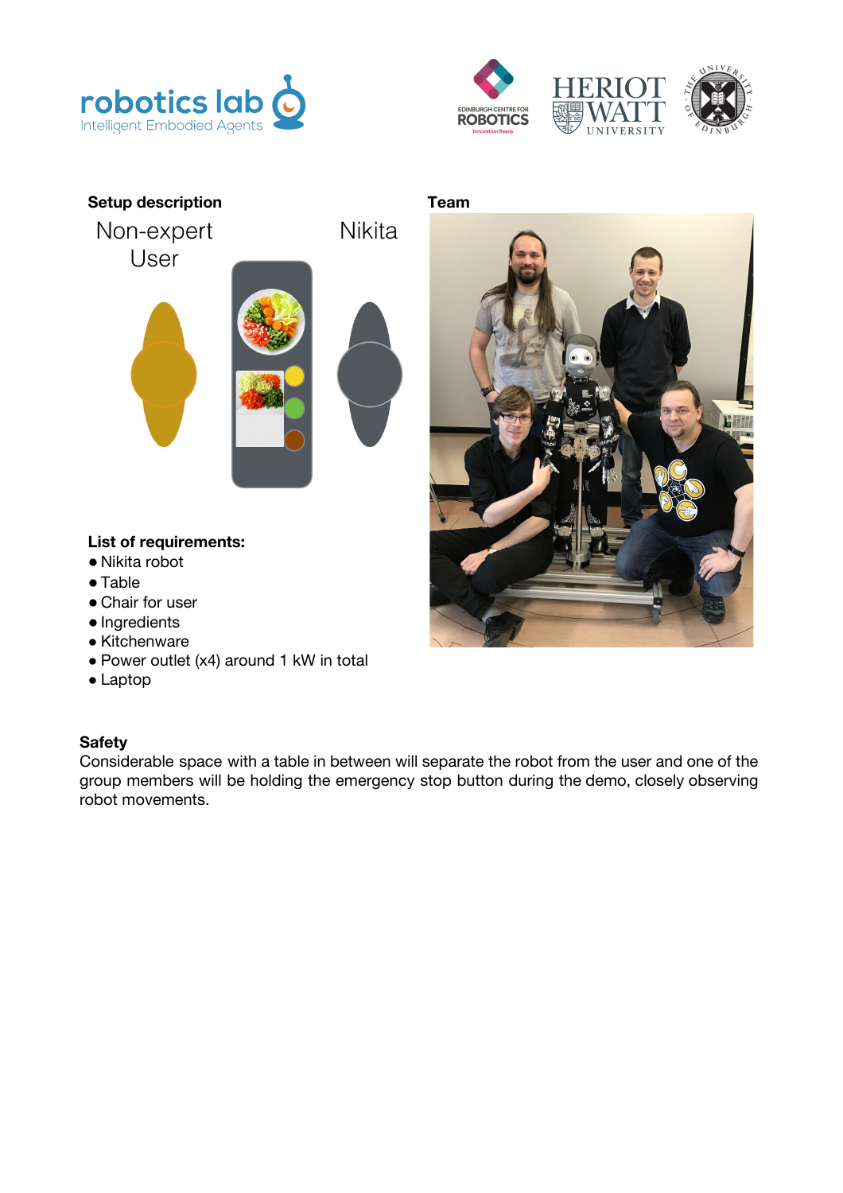**Setup description**

Non-expert User

Nikita

**Team**

**List of requirements:**

- Nikita robot
- Table
- Chair for user
- Ingredients
- Kitchenware
- Power outlet (x4) around 1 kW in total
- Laptop

**Safety**

Considerable space with a table in between will separate the robot from the user and one of the group members will be holding the emergency stop button during the demo, closely observing robot movements.